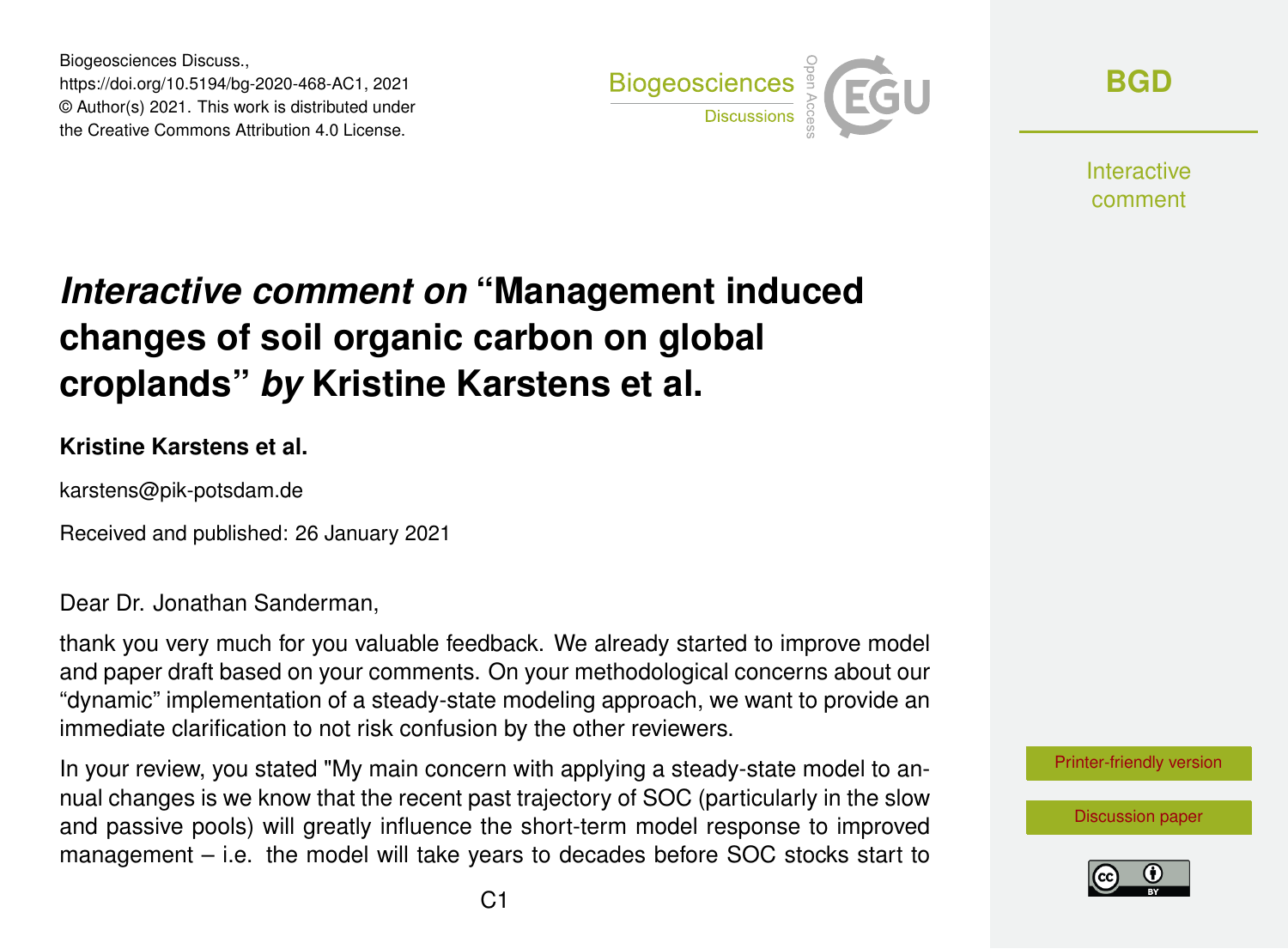Biogeosciences Discuss.,
https://doi.org/10.5194/bg-2020-468-AC1, 2021
© Author(s) 2021. This work is distributed under
the Creative Commons Attribution 4.0 License.

# *Interactive comment on* "Management induced changes of soil organic carbon on global croplands" *by* Kristine Karstens et al.

**Kristine Karstens et al.**

karstens@pik-potsdam.de

Received and published: 26 January 2021

Dear Dr. Jonathan Sanderman,

thank you very much for you valuable feedback. We already started to improve model and paper draft based on your comments. On your methodological concerns about our "dynamic" implementation of a steady-state modeling approach, we want to provide an immediate clarification to not risk confusion by the other reviewers.

In your review, you stated "My main concern with applying a steady-state model to annual changes is we know that the recent past trajectory of SOC (particularly in the slow and passive pools) will greatly influence the short-term model response to improved management – i.e. the model will take years to decades before SOC stocks start to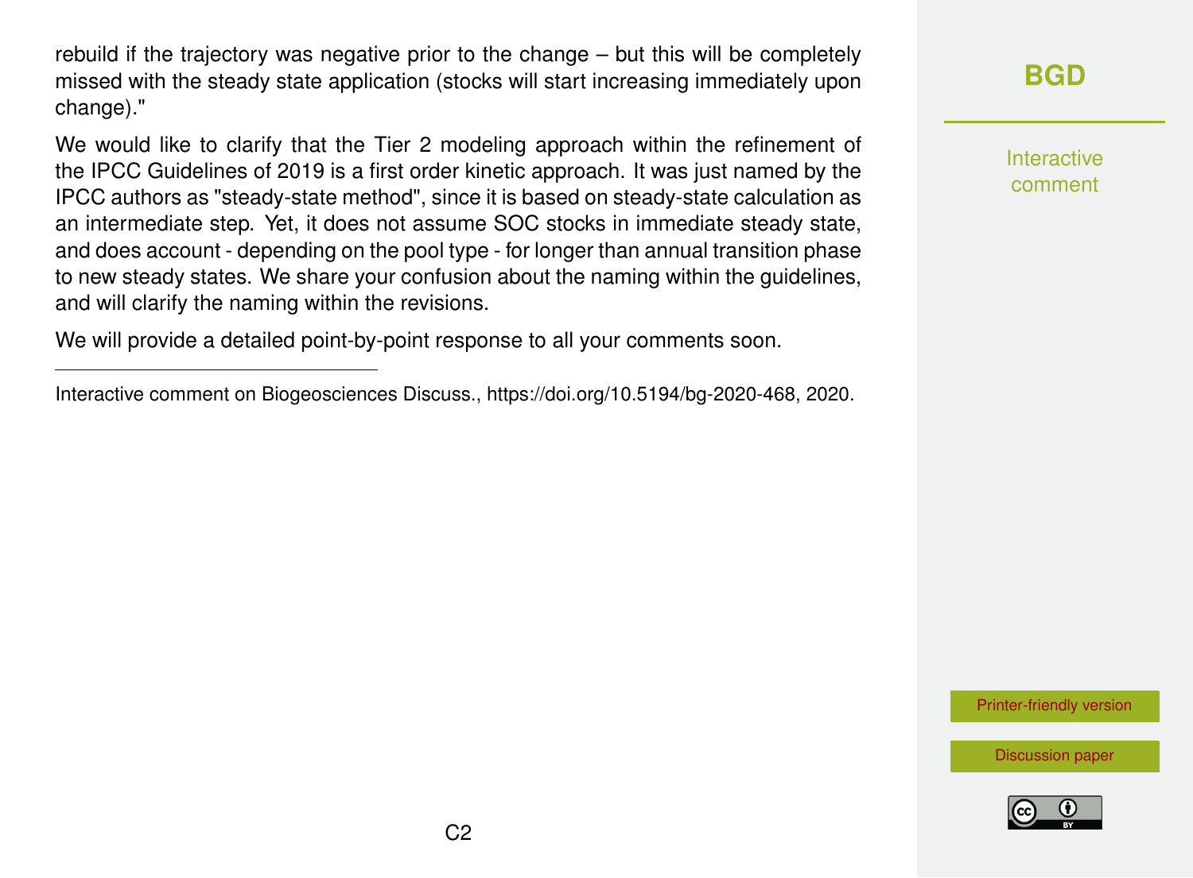rebuild if the trajectory was negative prior to the change – but this will be completely missed with the steady state application (stocks will start increasing immediately upon change)."

We would like to clarify that the Tier 2 modeling approach within the refinement of the IPCC Guidelines of 2019 is a first order kinetic approach. It was just named by the IPCC authors as "steady-state method", since it is based on steady-state calculation as an intermediate step. Yet, it does not assume SOC stocks in immediate steady state, and does account - depending on the pool type - for longer than annual transition phase to new steady states. We share your confusion about the naming within the guidelines, and will clarify the naming within the revisions.

We will provide a detailed point-by-point response to all your comments soon.

---

Interactive comment on Biogeosciences Discuss., https://doi.org/10.5194/bg-2020-468, 2020.